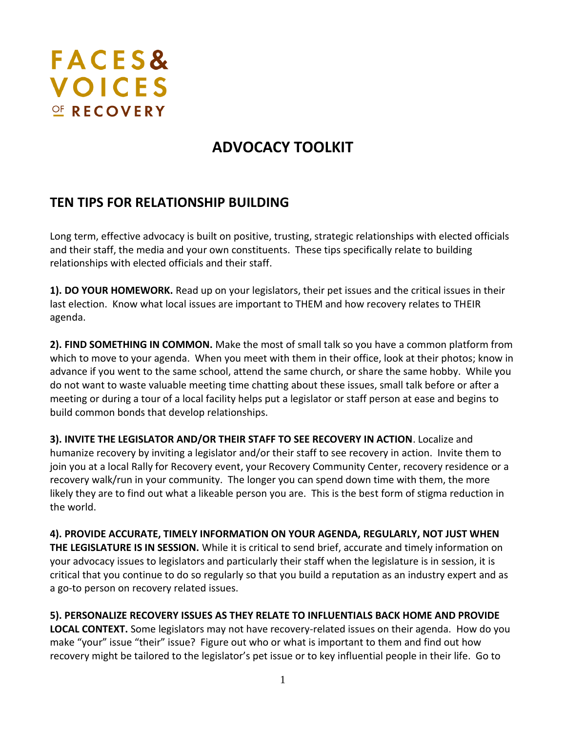FACES & VOICES OF RECOVERY

# ADVOCACY TOOLKIT

## TEN TIPS FOR RELATIONSHIP BUILDING

Long term, effective advocacy is built on positive, trusting, strategic relationships with elected officials and their staff, the media and your own constituents. These tips specifically relate to building relationships with elected officials and their staff.

**1). DO YOUR HOMEWORK.** Read up on your legislators, their pet issues and the critical issues in their last election. Know what local issues are important to THEM and how recovery relates to THEIR agenda.

**2). FIND SOMETHING IN COMMON.** Make the most of small talk so you have a common platform from which to move to your agenda. When you meet with them in their office, look at their photos; know in advance if you went to the same school, attend the same church, or share the same hobby. While you do not want to waste valuable meeting time chatting about these issues, small talk before or after a meeting or during a tour of a local facility helps put a legislator or staff person at ease and begins to build common bonds that develop relationships.

**3). INVITE THE LEGISLATOR AND/OR THEIR STAFF TO SEE RECOVERY IN ACTION**. Localize and humanize recovery by inviting a legislator and/or their staff to see recovery in action. Invite them to join you at a local Rally for Recovery event, your Recovery Community Center, recovery residence or a recovery walk/run in your community. The longer you can spend down time with them, the more likely they are to find out what a likeable person you are. This is the best form of stigma reduction in the world.

**4). PROVIDE ACCURATE, TIMELY INFORMATION ON YOUR AGENDA, REGULARLY, NOT JUST WHEN THE LEGISLATURE IS IN SESSION.** While it is critical to send brief, accurate and timely information on your advocacy issues to legislators and particularly their staff when the legislature is in session, it is critical that you continue to do so regularly so that you build a reputation as an industry expert and as a go-to person on recovery related issues.

**5). PERSONALIZE RECOVERY ISSUES AS THEY RELATE TO INFLUENTIALS BACK HOME AND PROVIDE LOCAL CONTEXT.** Some legislators may not have recovery-related issues on their agenda. How do you make "your" issue "their" issue? Figure out who or what is important to them and find out how recovery might be tailored to the legislator's pet issue or to key influential people in their life. Go to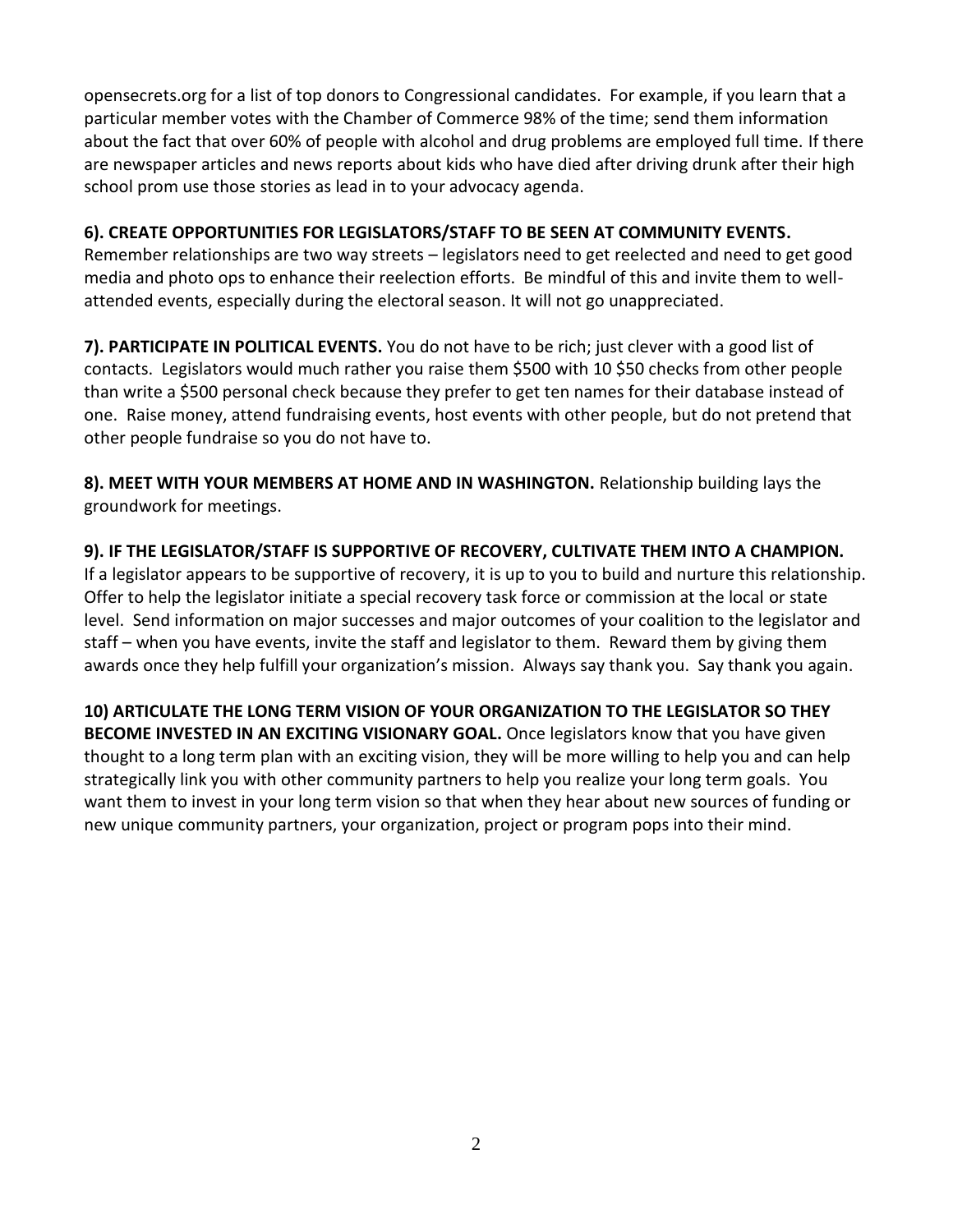opensecrets.org for a list of top donors to Congressional candidates. For example, if you learn that a particular member votes with the Chamber of Commerce 98% of the time; send them information about the fact that over 60% of people with alcohol and drug problems are employed full time. If there are newspaper articles and news reports about kids who have died after driving drunk after their high school prom use those stories as lead in to your advocacy agenda.

**6). CREATE OPPORTUNITIES FOR LEGISLATORS/STAFF TO BE SEEN AT COMMUNITY EVENTS.** Remember relationships are two way streets – legislators need to get reelected and need to get good media and photo ops to enhance their reelection efforts. Be mindful of this and invite them to well-attended events, especially during the electoral season. It will not go unappreciated.

**7). PARTICIPATE IN POLITICAL EVENTS.** You do not have to be rich; just clever with a good list of contacts. Legislators would much rather you raise them $500 with 10 $50 checks from other people than write a $500 personal check because they prefer to get ten names for their database instead of one. Raise money, attend fundraising events, host events with other people, but do not pretend that other people fundraise so you do not have to.

**8). MEET WITH YOUR MEMBERS AT HOME AND IN WASHINGTON.** Relationship building lays the groundwork for meetings.

**9). IF THE LEGISLATOR/STAFF IS SUPPORTIVE OF RECOVERY, CULTIVATE THEM INTO A CHAMPION.** If a legislator appears to be supportive of recovery, it is up to you to build and nurture this relationship. Offer to help the legislator initiate a special recovery task force or commission at the local or state level. Send information on major successes and major outcomes of your coalition to the legislator and staff – when you have events, invite the staff and legislator to them. Reward them by giving them awards once they help fulfill your organization's mission. Always say thank you. Say thank you again.

**10) ARTICULATE THE LONG TERM VISION OF YOUR ORGANIZATION TO THE LEGISLATOR SO THEY BECOME INVESTED IN AN EXCITING VISIONARY GOAL.** Once legislators know that you have given thought to a long term plan with an exciting vision, they will be more willing to help you and can help strategically link you with other community partners to help you realize your long term goals. You want them to invest in your long term vision so that when they hear about new sources of funding or new unique community partners, your organization, project or program pops into their mind.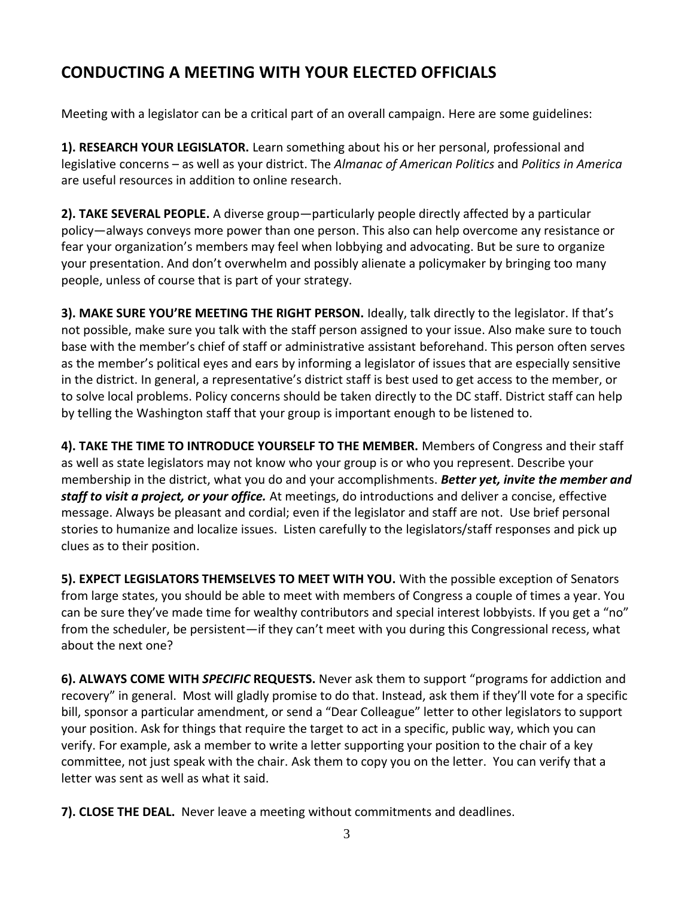## CONDUCTING A MEETING WITH YOUR ELECTED OFFICIALS

Meeting with a legislator can be a critical part of an overall campaign. Here are some guidelines:

**1). RESEARCH YOUR LEGISLATOR.** Learn something about his or her personal, professional and legislative concerns – as well as your district. The *Almanac of American Politics* and *Politics in America* are useful resources in addition to online research.

**2). TAKE SEVERAL PEOPLE.** A diverse group—particularly people directly affected by a particular policy—always conveys more power than one person. This also can help overcome any resistance or fear your organization's members may feel when lobbying and advocating. But be sure to organize your presentation. And don't overwhelm and possibly alienate a policymaker by bringing too many people, unless of course that is part of your strategy.

**3). MAKE SURE YOU'RE MEETING THE RIGHT PERSON.** Ideally, talk directly to the legislator. If that's not possible, make sure you talk with the staff person assigned to your issue. Also make sure to touch base with the member's chief of staff or administrative assistant beforehand. This person often serves as the member's political eyes and ears by informing a legislator of issues that are especially sensitive in the district. In general, a representative's district staff is best used to get access to the member, or to solve local problems. Policy concerns should be taken directly to the DC staff. District staff can help by telling the Washington staff that your group is important enough to be listened to.

**4). TAKE THE TIME TO INTRODUCE YOURSELF TO THE MEMBER.** Members of Congress and their staff as well as state legislators may not know who your group is or who you represent. Describe your membership in the district, what you do and your accomplishments. ***Better yet, invite the member and staff to visit a project, or your office.*** At meetings, do introductions and deliver a concise, effective message. Always be pleasant and cordial; even if the legislator and staff are not. Use brief personal stories to humanize and localize issues. Listen carefully to the legislators/staff responses and pick up clues as to their position.

**5). EXPECT LEGISLATORS THEMSELVES TO MEET WITH YOU.** With the possible exception of Senators from large states, you should be able to meet with members of Congress a couple of times a year. You can be sure they've made time for wealthy contributors and special interest lobbyists. If you get a "no" from the scheduler, be persistent—if they can't meet with you during this Congressional recess, what about the next one?

**6). ALWAYS COME WITH *SPECIFIC* REQUESTS.** Never ask them to support "programs for addiction and recovery" in general. Most will gladly promise to do that. Instead, ask them if they'll vote for a specific bill, sponsor a particular amendment, or send a "Dear Colleague" letter to other legislators to support your position. Ask for things that require the target to act in a specific, public way, which you can verify. For example, ask a member to write a letter supporting your position to the chair of a key committee, not just speak with the chair. Ask them to copy you on the letter. You can verify that a letter was sent as well as what it said.

**7). CLOSE THE DEAL.** Never leave a meeting without commitments and deadlines.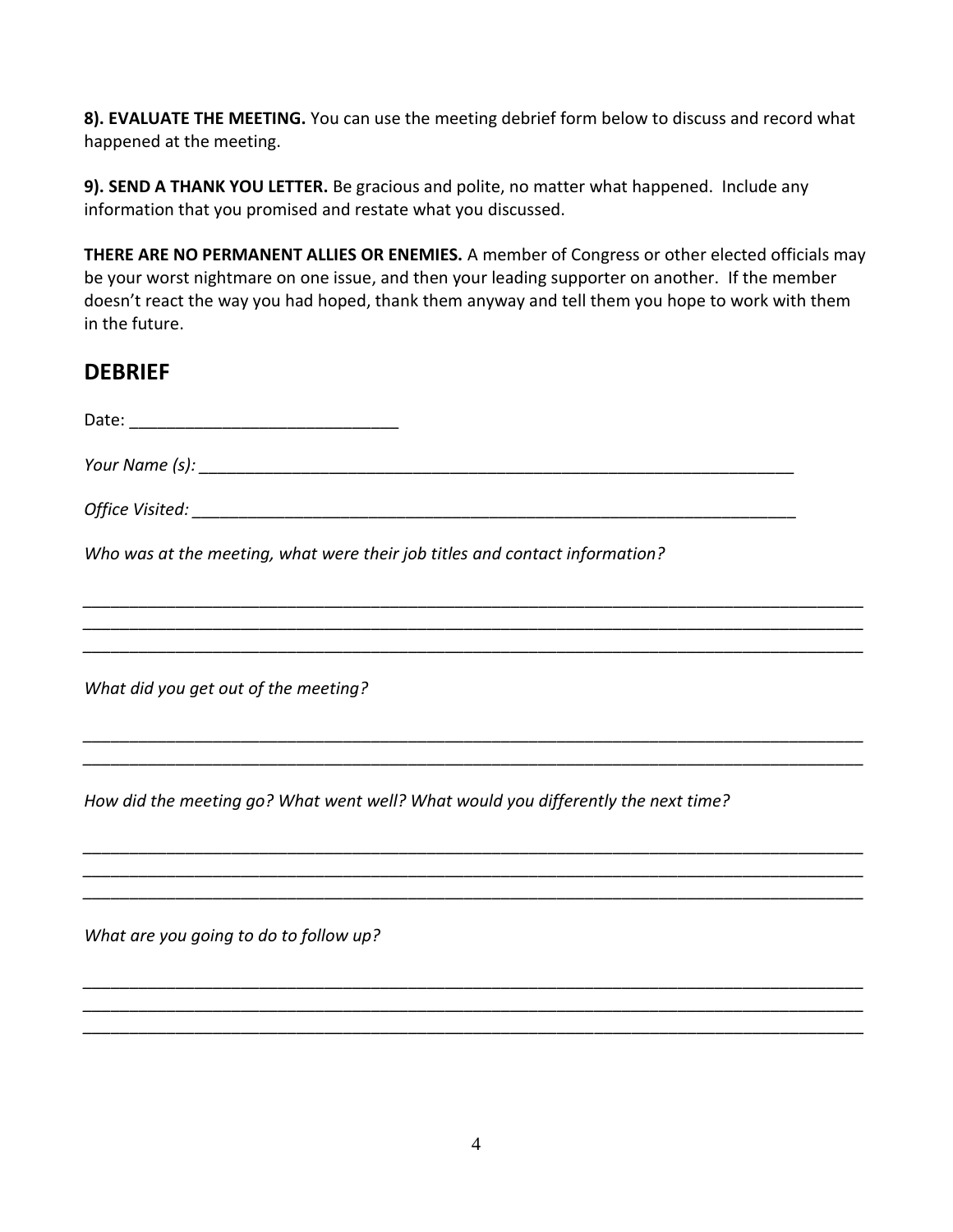**8). EVALUATE THE MEETING.** You can use the meeting debrief form below to discuss and record what happened at the meeting.

**9). SEND A THANK YOU LETTER.** Be gracious and polite, no matter what happened. Include any information that you promised and restate what you discussed.

**THERE ARE NO PERMANENT ALLIES OR ENEMIES.** A member of Congress or other elected officials may be your worst nightmare on one issue, and then your leading supporter on another. If the member doesn't react the way you had hoped, thank them anyway and tell them you hope to work with them in the future.

## DEBRIEF

Date: ______________________________

*Your Name (s):* ____________________________________________________________________

*Office Visited:* ____________________________________________________________________

*Who was at the meeting, what were their job titles and contact information?*

_____________________________________________________________________________________
_____________________________________________________________________________________
_____________________________________________________________________________________

*What did you get out of the meeting?*

_____________________________________________________________________________________
_____________________________________________________________________________________

*How did the meeting go? What went well? What would you differently the next time?*

_____________________________________________________________________________________
_____________________________________________________________________________________
_____________________________________________________________________________________

*What are you going to do to follow up?*

_____________________________________________________________________________________
_____________________________________________________________________________________
_____________________________________________________________________________________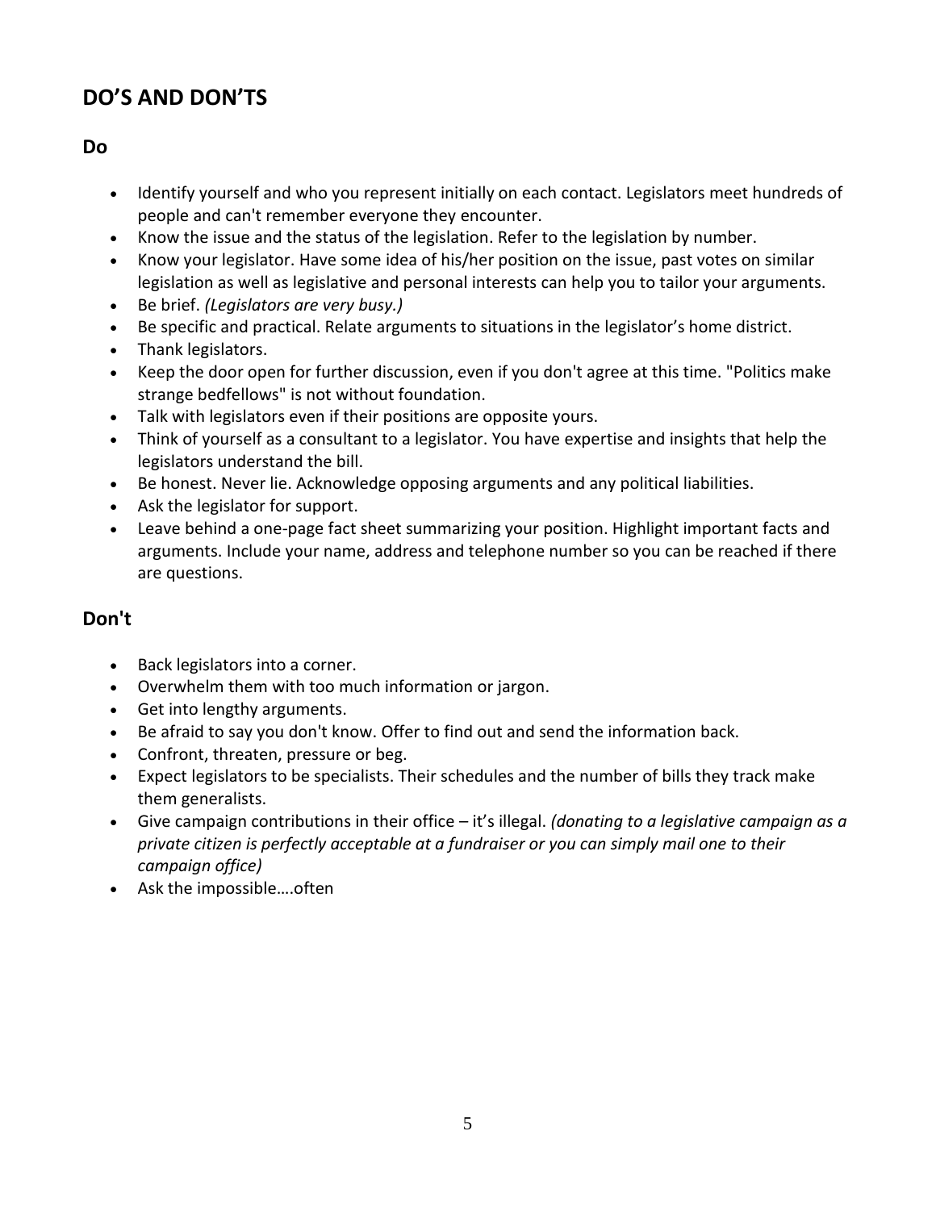## DO'S AND DON'TS

### Do

- Identify yourself and who you represent initially on each contact. Legislators meet hundreds of people and can't remember everyone they encounter.
- Know the issue and the status of the legislation. Refer to the legislation by number.
- Know your legislator. Have some idea of his/her position on the issue, past votes on similar legislation as well as legislative and personal interests can help you to tailor your arguments.
- Be brief. *(Legislators are very busy.)*
- Be specific and practical. Relate arguments to situations in the legislator's home district.
- Thank legislators.
- Keep the door open for further discussion, even if you don't agree at this time. "Politics make strange bedfellows" is not without foundation.
- Talk with legislators even if their positions are opposite yours.
- Think of yourself as a consultant to a legislator. You have expertise and insights that help the legislators understand the bill.
- Be honest. Never lie. Acknowledge opposing arguments and any political liabilities.
- Ask the legislator for support.
- Leave behind a one-page fact sheet summarizing your position. Highlight important facts and arguments. Include your name, address and telephone number so you can be reached if there are questions.

### Don't

- Back legislators into a corner.
- Overwhelm them with too much information or jargon.
- Get into lengthy arguments.
- Be afraid to say you don't know. Offer to find out and send the information back.
- Confront, threaten, pressure or beg.
- Expect legislators to be specialists. Their schedules and the number of bills they track make them generalists.
- Give campaign contributions in their office – it's illegal. *(donating to a legislative campaign as a private citizen is perfectly acceptable at a fundraiser or you can simply mail one to their campaign office)*
- Ask the impossible….often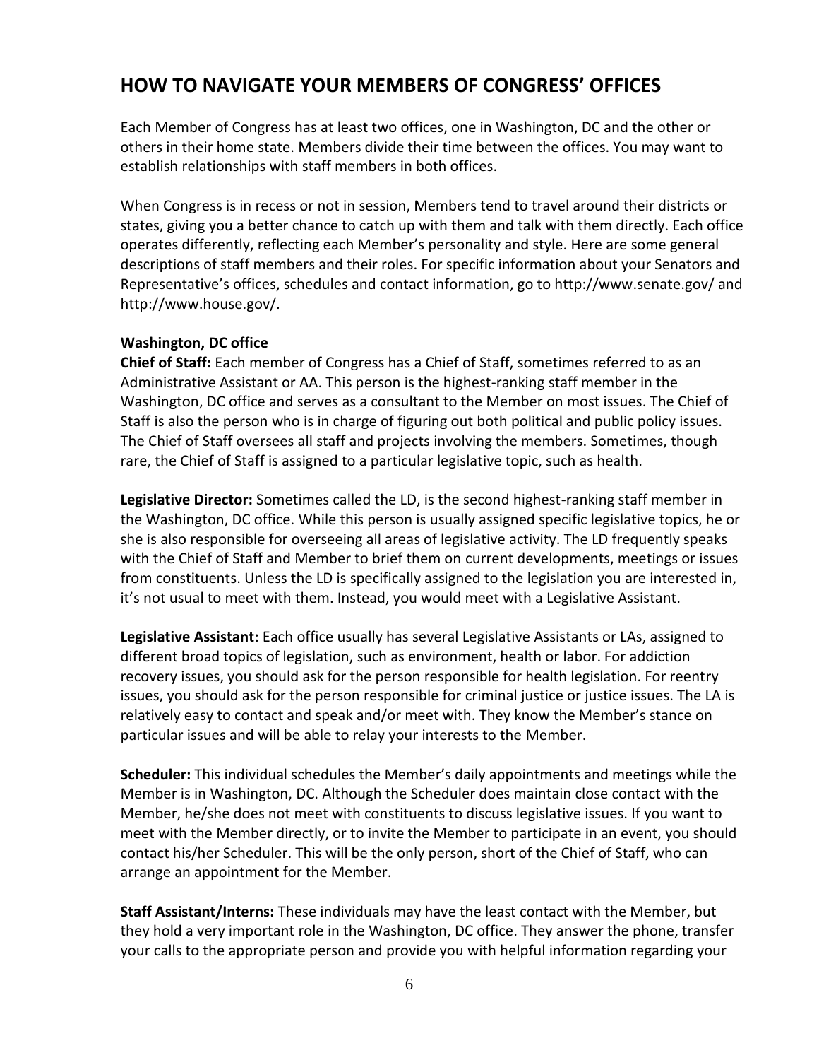## HOW TO NAVIGATE YOUR MEMBERS OF CONGRESS' OFFICES

Each Member of Congress has at least two offices, one in Washington, DC and the other or others in their home state. Members divide their time between the offices. You may want to establish relationships with staff members in both offices.

When Congress is in recess or not in session, Members tend to travel around their districts or states, giving you a better chance to catch up with them and talk with them directly. Each office operates differently, reflecting each Member's personality and style. Here are some general descriptions of staff members and their roles. For specific information about your Senators and Representative's offices, schedules and contact information, go to http://www.senate.gov/ and http://www.house.gov/.

**Washington, DC office**

**Chief of Staff:** Each member of Congress has a Chief of Staff, sometimes referred to as an Administrative Assistant or AA. This person is the highest-ranking staff member in the Washington, DC office and serves as a consultant to the Member on most issues. The Chief of Staff is also the person who is in charge of figuring out both political and public policy issues. The Chief of Staff oversees all staff and projects involving the members. Sometimes, though rare, the Chief of Staff is assigned to a particular legislative topic, such as health.

**Legislative Director:** Sometimes called the LD, is the second highest-ranking staff member in the Washington, DC office. While this person is usually assigned specific legislative topics, he or she is also responsible for overseeing all areas of legislative activity. The LD frequently speaks with the Chief of Staff and Member to brief them on current developments, meetings or issues from constituents. Unless the LD is specifically assigned to the legislation you are interested in, it's not usual to meet with them. Instead, you would meet with a Legislative Assistant.

**Legislative Assistant:** Each office usually has several Legislative Assistants or LAs, assigned to different broad topics of legislation, such as environment, health or labor. For addiction recovery issues, you should ask for the person responsible for health legislation. For reentry issues, you should ask for the person responsible for criminal justice or justice issues. The LA is relatively easy to contact and speak and/or meet with. They know the Member's stance on particular issues and will be able to relay your interests to the Member.

**Scheduler:** This individual schedules the Member's daily appointments and meetings while the Member is in Washington, DC. Although the Scheduler does maintain close contact with the Member, he/she does not meet with constituents to discuss legislative issues. If you want to meet with the Member directly, or to invite the Member to participate in an event, you should contact his/her Scheduler. This will be the only person, short of the Chief of Staff, who can arrange an appointment for the Member.

**Staff Assistant/Interns:** These individuals may have the least contact with the Member, but they hold a very important role in the Washington, DC office. They answer the phone, transfer your calls to the appropriate person and provide you with helpful information regarding your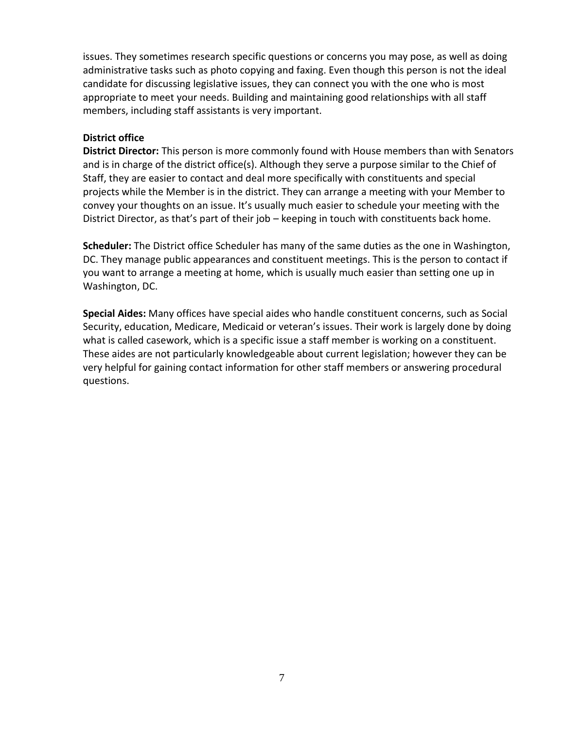issues. They sometimes research specific questions or concerns you may pose, as well as doing administrative tasks such as photo copying and faxing. Even though this person is not the ideal candidate for discussing legislative issues, they can connect you with the one who is most appropriate to meet your needs. Building and maintaining good relationships with all staff members, including staff assistants is very important.

**District office**

**District Director:** This person is more commonly found with House members than with Senators and is in charge of the district office(s). Although they serve a purpose similar to the Chief of Staff, they are easier to contact and deal more specifically with constituents and special projects while the Member is in the district. They can arrange a meeting with your Member to convey your thoughts on an issue. It's usually much easier to schedule your meeting with the District Director, as that's part of their job – keeping in touch with constituents back home.

**Scheduler:** The District office Scheduler has many of the same duties as the one in Washington, DC. They manage public appearances and constituent meetings. This is the person to contact if you want to arrange a meeting at home, which is usually much easier than setting one up in Washington, DC.

**Special Aides:** Many offices have special aides who handle constituent concerns, such as Social Security, education, Medicare, Medicaid or veteran's issues. Their work is largely done by doing what is called casework, which is a specific issue a staff member is working on a constituent. These aides are not particularly knowledgeable about current legislation; however they can be very helpful for gaining contact information for other staff members or answering procedural questions.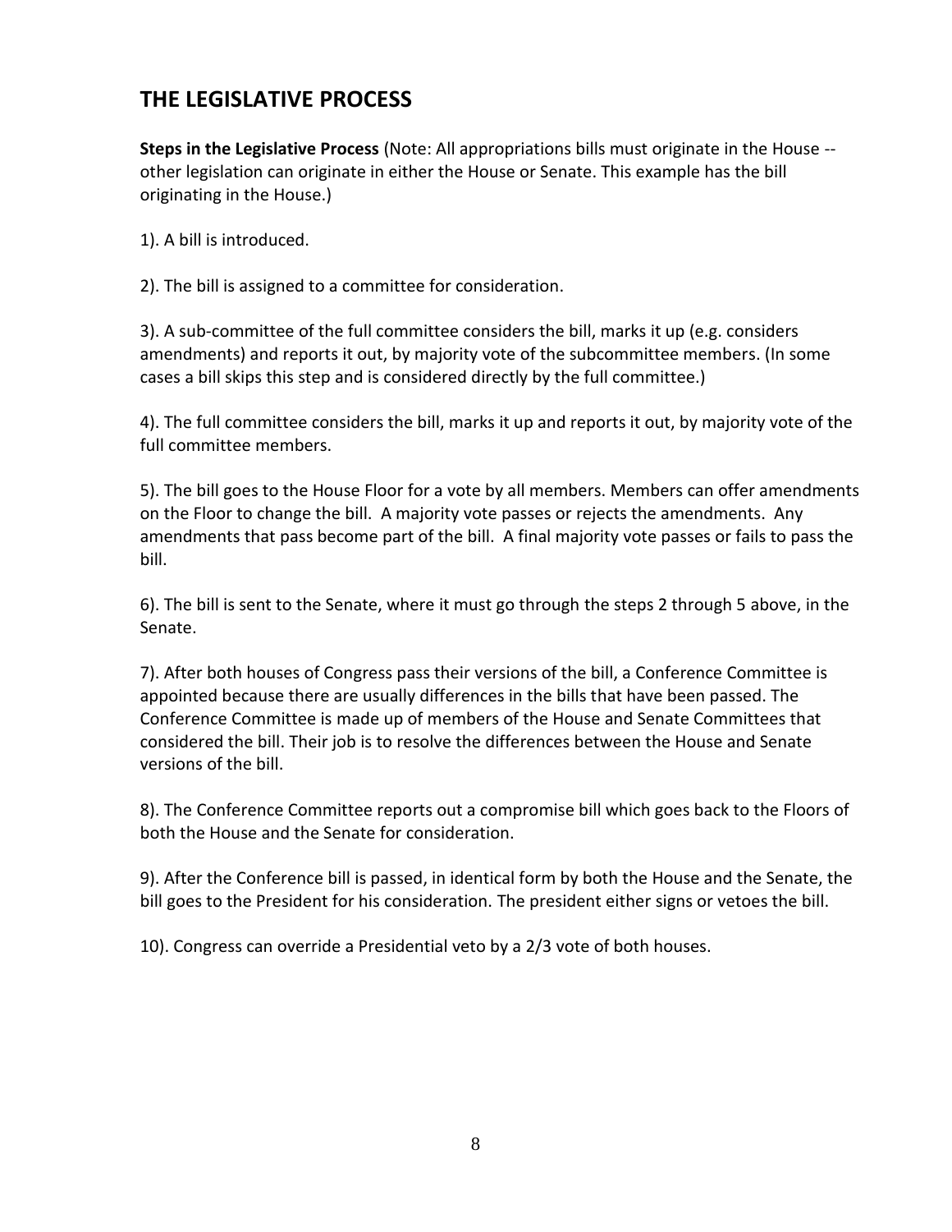## THE LEGISLATIVE PROCESS

**Steps in the Legislative Process** (Note: All appropriations bills must originate in the House -- other legislation can originate in either the House or Senate. This example has the bill originating in the House.)

1). A bill is introduced.

2). The bill is assigned to a committee for consideration.

3). A sub-committee of the full committee considers the bill, marks it up (e.g. considers amendments) and reports it out, by majority vote of the subcommittee members. (In some cases a bill skips this step and is considered directly by the full committee.)

4). The full committee considers the bill, marks it up and reports it out, by majority vote of the full committee members.

5). The bill goes to the House Floor for a vote by all members. Members can offer amendments on the Floor to change the bill. A majority vote passes or rejects the amendments. Any amendments that pass become part of the bill. A final majority vote passes or fails to pass the bill.

6). The bill is sent to the Senate, where it must go through the steps 2 through 5 above, in the Senate.

7). After both houses of Congress pass their versions of the bill, a Conference Committee is appointed because there are usually differences in the bills that have been passed. The Conference Committee is made up of members of the House and Senate Committees that considered the bill. Their job is to resolve the differences between the House and Senate versions of the bill.

8). The Conference Committee reports out a compromise bill which goes back to the Floors of both the House and the Senate for consideration.

9). After the Conference bill is passed, in identical form by both the House and the Senate, the bill goes to the President for his consideration. The president either signs or vetoes the bill.

10). Congress can override a Presidential veto by a 2/3 vote of both houses.